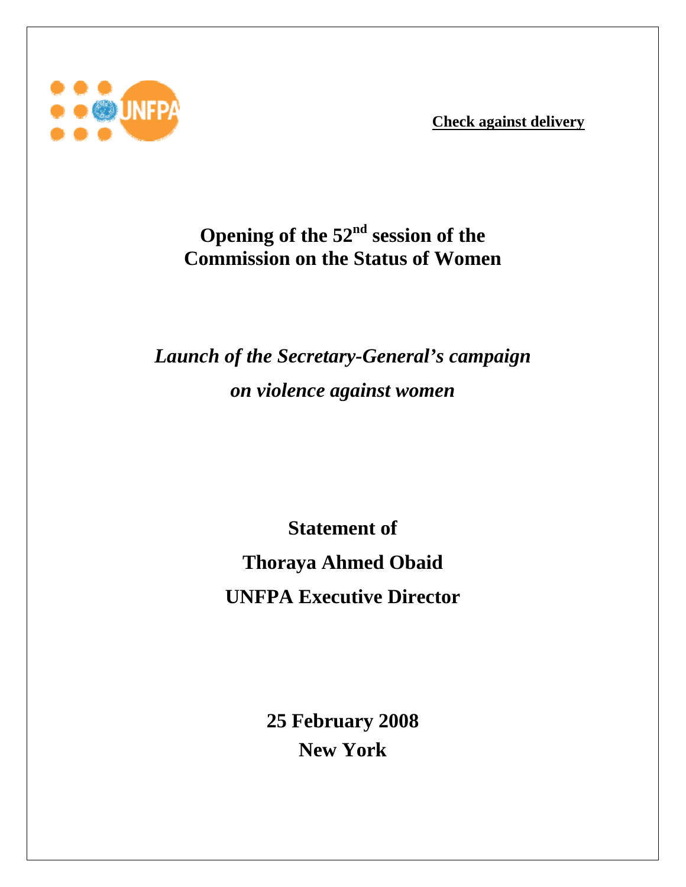**Check against delivery**

# Opening of the 52nd session of the Commission on the Status of Women

## *Launch of the Secretary-General's campaign on violence against women*

**Statement of**

**Thoraya Ahmed Obaid**

**UNFPA Executive Director**

**25 February 2008**
**New York**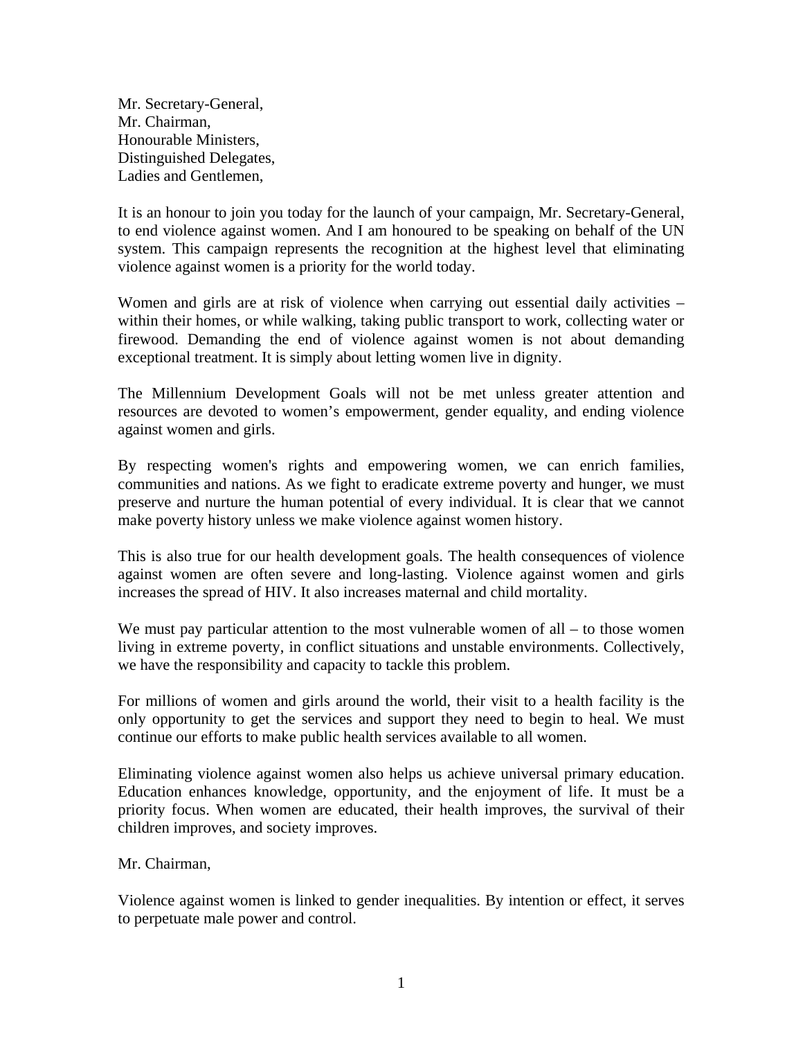Mr. Secretary-General,
Mr. Chairman,
Honourable Ministers,
Distinguished Delegates,
Ladies and Gentlemen,

It is an honour to join you today for the launch of your campaign, Mr. Secretary-General, to end violence against women. And I am honoured to be speaking on behalf of the UN system. This campaign represents the recognition at the highest level that eliminating violence against women is a priority for the world today.

Women and girls are at risk of violence when carrying out essential daily activities – within their homes, or while walking, taking public transport to work, collecting water or firewood. Demanding the end of violence against women is not about demanding exceptional treatment. It is simply about letting women live in dignity.

The Millennium Development Goals will not be met unless greater attention and resources are devoted to women's empowerment, gender equality, and ending violence against women and girls.

By respecting women's rights and empowering women, we can enrich families, communities and nations. As we fight to eradicate extreme poverty and hunger, we must preserve and nurture the human potential of every individual. It is clear that we cannot make poverty history unless we make violence against women history.

This is also true for our health development goals. The health consequences of violence against women are often severe and long-lasting. Violence against women and girls increases the spread of HIV. It also increases maternal and child mortality.

We must pay particular attention to the most vulnerable women of all – to those women living in extreme poverty, in conflict situations and unstable environments. Collectively, we have the responsibility and capacity to tackle this problem.

For millions of women and girls around the world, their visit to a health facility is the only opportunity to get the services and support they need to begin to heal. We must continue our efforts to make public health services available to all women.

Eliminating violence against women also helps us achieve universal primary education. Education enhances knowledge, opportunity, and the enjoyment of life. It must be a priority focus. When women are educated, their health improves, the survival of their children improves, and society improves.

Mr. Chairman,

Violence against women is linked to gender inequalities. By intention or effect, it serves to perpetuate male power and control.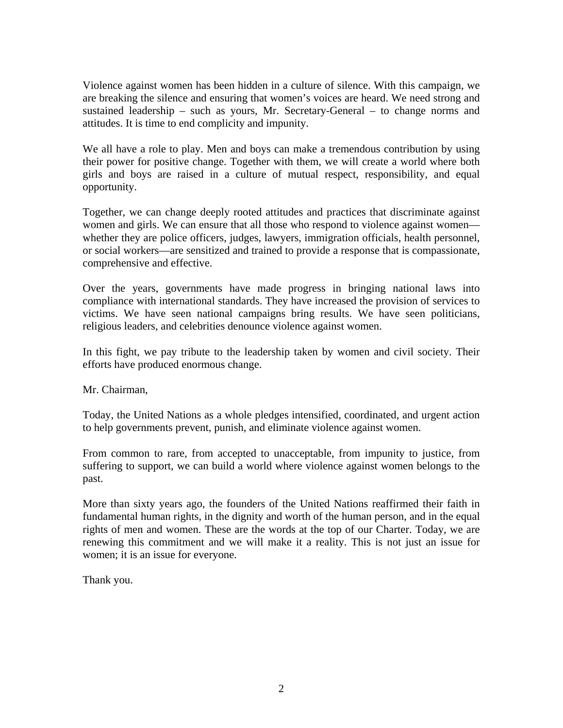Violence against women has been hidden in a culture of silence. With this campaign, we are breaking the silence and ensuring that women's voices are heard. We need strong and sustained leadership – such as yours, Mr. Secretary-General – to change norms and attitudes. It is time to end complicity and impunity.

We all have a role to play. Men and boys can make a tremendous contribution by using their power for positive change. Together with them, we will create a world where both girls and boys are raised in a culture of mutual respect, responsibility, and equal opportunity.

Together, we can change deeply rooted attitudes and practices that discriminate against women and girls. We can ensure that all those who respond to violence against women—whether they are police officers, judges, lawyers, immigration officials, health personnel, or social workers—are sensitized and trained to provide a response that is compassionate, comprehensive and effective.

Over the years, governments have made progress in bringing national laws into compliance with international standards. They have increased the provision of services to victims. We have seen national campaigns bring results. We have seen politicians, religious leaders, and celebrities denounce violence against women.

In this fight, we pay tribute to the leadership taken by women and civil society. Their efforts have produced enormous change.

Mr. Chairman,

Today, the United Nations as a whole pledges intensified, coordinated, and urgent action to help governments prevent, punish, and eliminate violence against women.

From common to rare, from accepted to unacceptable, from impunity to justice, from suffering to support, we can build a world where violence against women belongs to the past.

More than sixty years ago, the founders of the United Nations reaffirmed their faith in fundamental human rights, in the dignity and worth of the human person, and in the equal rights of men and women. These are the words at the top of our Charter. Today, we are renewing this commitment and we will make it a reality. This is not just an issue for women; it is an issue for everyone.

Thank you.